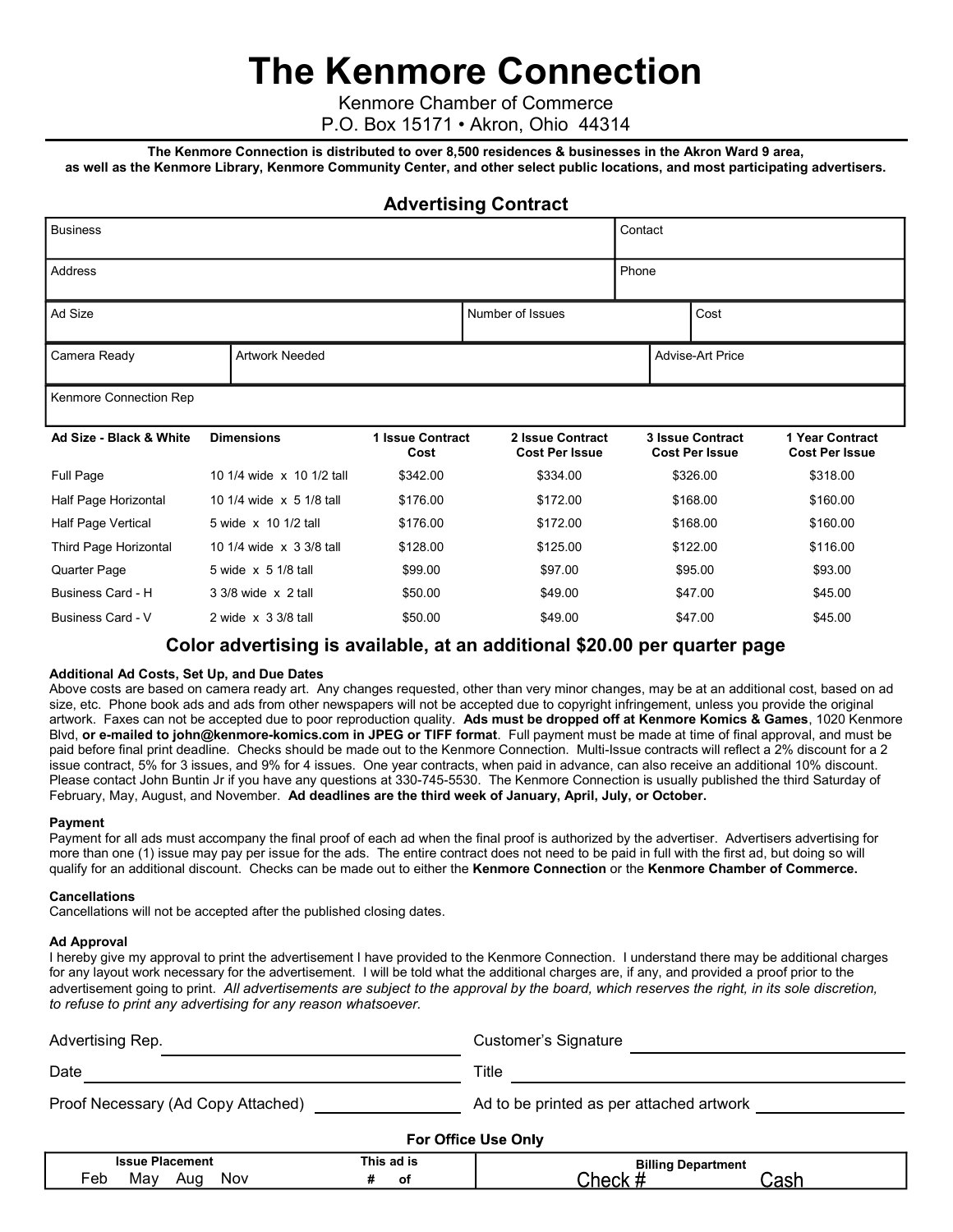# The Kenmore Connection

Kenmore Chamber of Commerce
P.O. Box 15171 • Akron, Ohio 44314

**The Kenmore Connection is distributed to over 8,500 residences & businesses in the Akron Ward 9 area, as well as the Kenmore Library, Kenmore Community Center, and other select public locations, and most participating advertisers.**

## Advertising Contract

| Business | | | Contact |
|---|---|---|---|
| Address | | | Phone |
| Ad Size | | Number of Issues | Cost |
| Camera Ready | Artwork Needed | | Advise-Art Price |
| Kenmore Connection Rep | | | |

| Ad Size - Black & White | Dimensions | 1 Issue Contract Cost | 2 Issue Contract Cost Per Issue | 3 Issue Contract Cost Per Issue | 1 Year Contract Cost Per Issue |
|---|---|---|---|---|---|
| Full Page | 10 1/4 wide x 10 1/2 tall | $342.00 | $334.00 | $326.00 | $318.00 |
| Half Page Horizontal | 10 1/4 wide x 5 1/8 tall | $176.00 | $172.00 | $168.00 | $160.00 |
| Half Page Vertical | 5 wide x 10 1/2 tall | $176.00 | $172.00 | $168.00 | $160.00 |
| Third Page Horizontal | 10 1/4 wide x 3 3/8 tall | $128.00 | $125.00 | $122.00 | $116.00 |
| Quarter Page | 5 wide x 5 1/8 tall | $99.00 | $97.00 | $95.00 | $93.00 |
| Business Card - H | 3 3/8 wide x 2 tall | $50.00 | $49.00 | $47.00 | $45.00 |
| Business Card - V | 2 wide x 3 3/8 tall | $50.00 | $49.00 | $47.00 | $45.00 |

### Color advertising is available, at an additional $20.00 per quarter page

**Additional Ad Costs, Set Up, and Due Dates**
Above costs are based on camera ready art. Any changes requested, other than very minor changes, may be at an additional cost, based on ad size, etc. Phone book ads and ads from other newspapers will not be accepted due to copyright infringement, unless you provide the original artwork. Faxes can not be accepted due to poor reproduction quality. **Ads must be dropped off at Kenmore Komics & Games**, 1020 Kenmore Blvd, **or e-mailed to john@kenmore-komics.com in JPEG or TIFF format**. Full payment must be made at time of final approval, and must be paid before final print deadline. Checks should be made out to the Kenmore Connection. Multi-Issue contracts will reflect a 2% discount for a 2 issue contract, 5% for 3 issues, and 9% for 4 issues. One year contracts, when paid in advance, can also receive an additional 10% discount. Please contact John Buntin Jr if you have any questions at 330-745-5530. The Kenmore Connection is usually published the third Saturday of February, May, August, and November. **Ad deadlines are the third week of January, April, July, or October.**

**Payment**
Payment for all ads must accompany the final proof of each ad when the final proof is authorized by the advertiser. Advertisers advertising for more than one (1) issue may pay per issue for the ads. The entire contract does not need to be paid in full with the first ad, but doing so will qualify for an additional discount. Checks can be made out to either the **Kenmore Connection** or the **Kenmore Chamber of Commerce.**

**Cancellations**
Cancellations will not be accepted after the published closing dates.

**Ad Approval**
I hereby give my approval to print the advertisement I have provided to the Kenmore Connection. I understand there may be additional charges for any layout work necessary for the advertisement. I will be told what the additional charges are, if any, and provided a proof prior to the advertisement going to print. *All advertisements are subject to the approval by the board, which reserves the right, in its sole discretion, to refuse to print any advertising for any reason whatsoever.*

Advertising Rep. ____________________ Customer's Signature ____________________

Date ____________________ Title ____________________

Proof Necessary (Ad Copy Attached) ____________ Ad to be printed as per attached artwork ____________

**For Office Use Only**

| Issue Placement | This ad is | Billing Department |
|---|---|---|
| Feb May Aug Nov | # of | Check # Cash |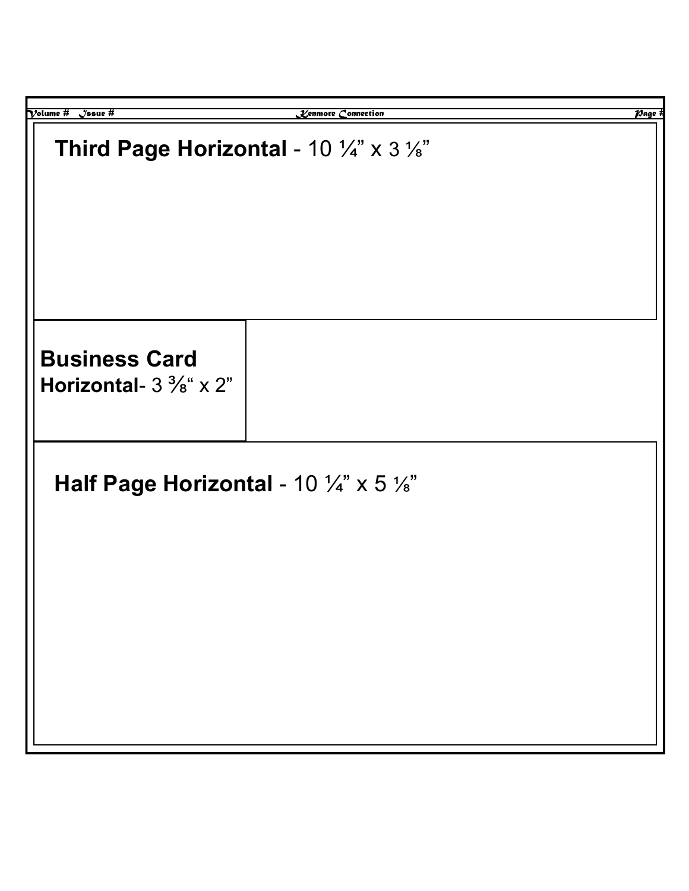**Third Page Horizontal** - 10 ¼” x 3 ⅛”

**Business Card Horizontal**- 3 ⅜“ x 2”

**Half Page Horizontal** - 10 ¼” x 5 ⅛”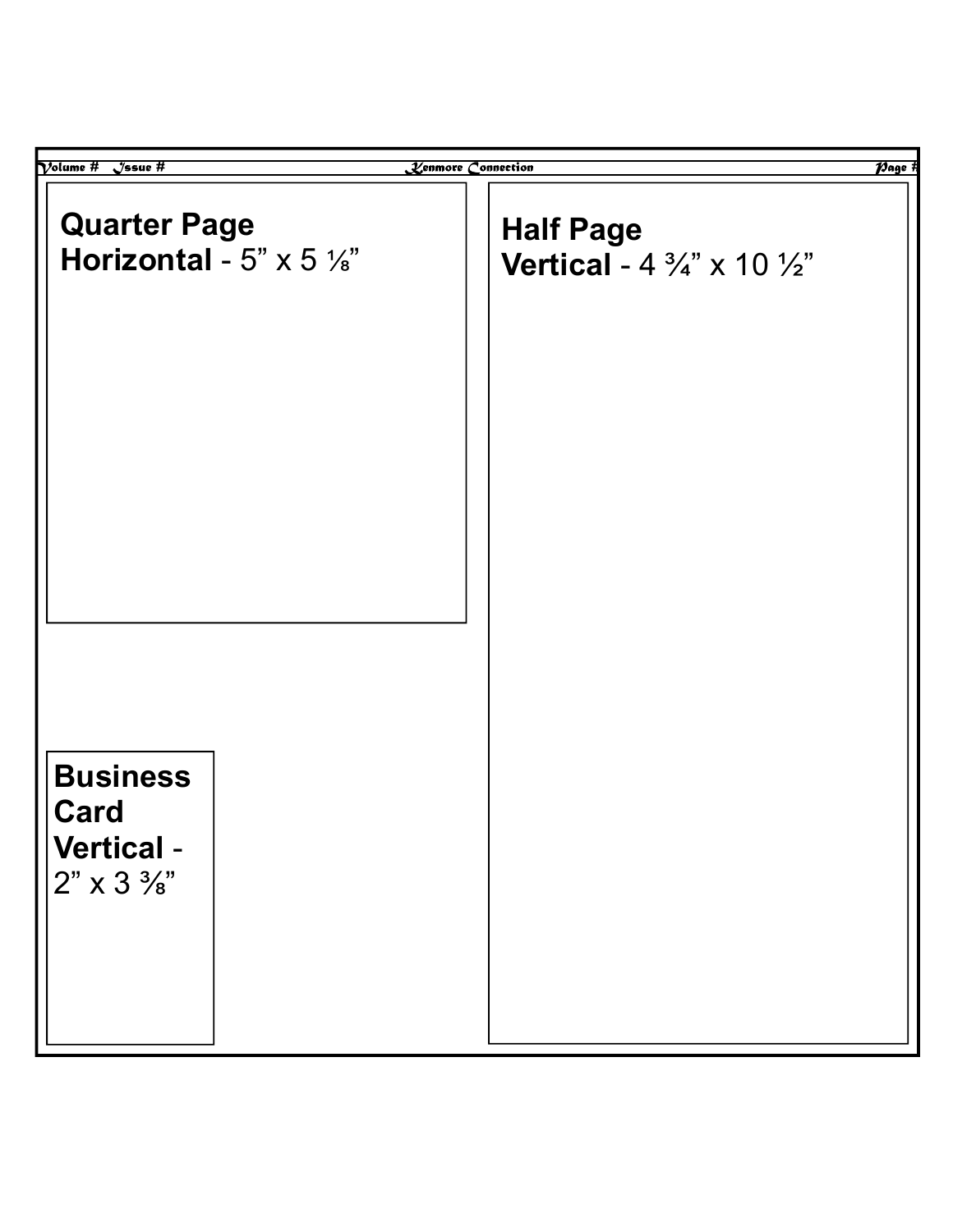**Quarter Page Horizontal** - 5” x 5 ⅛”

**Half Page Vertical** - 4 ¾” x 10 ½”

**Business Card Vertical** - 2” x 3 ⅜”